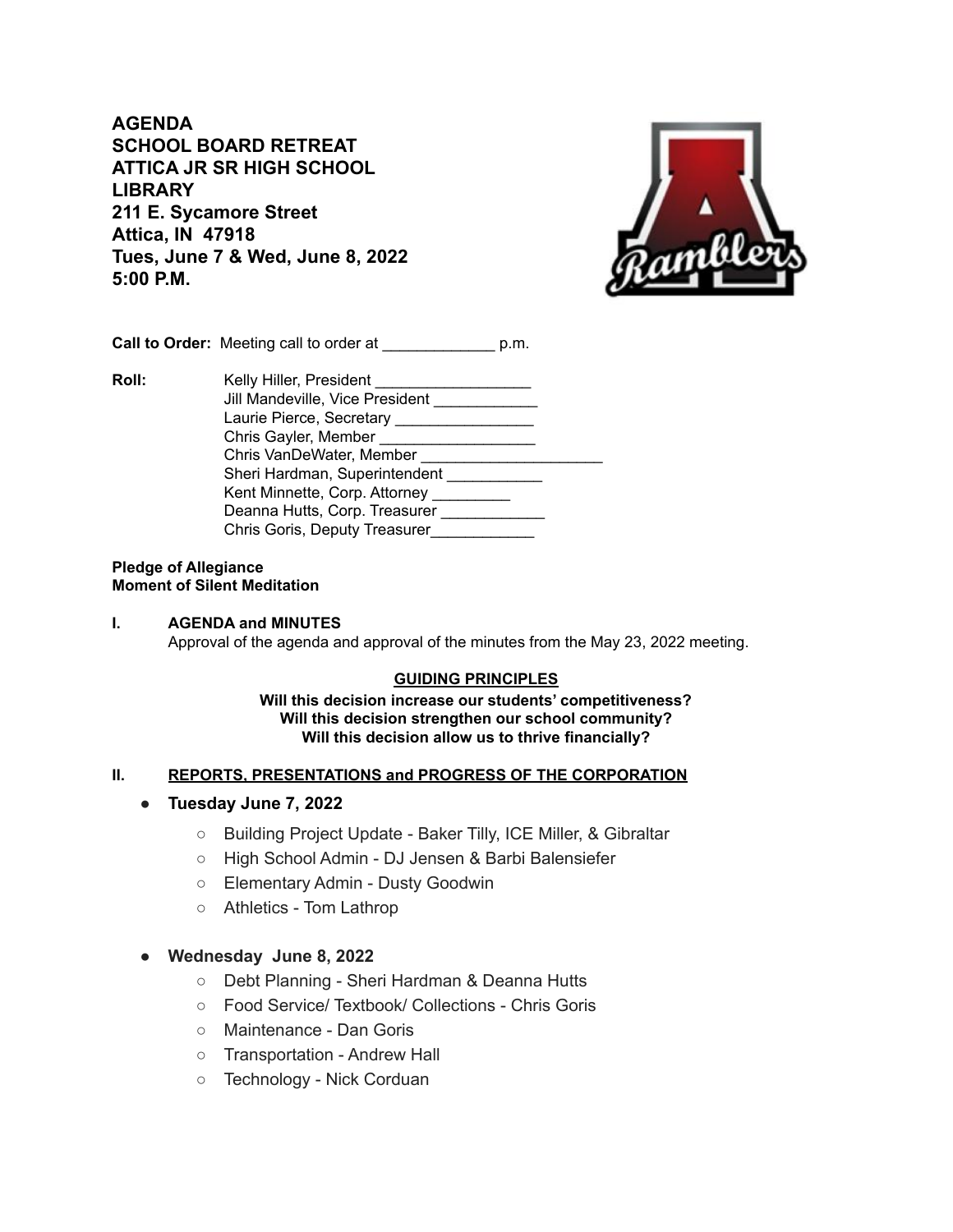**AGENDA**
**SCHOOL BOARD RETREAT**
**ATTICA JR SR HIGH SCHOOL**
**LIBRARY**
**211 E. Sycamore Street**
**Attica, IN 47918**
**Tues, June 7 & Wed, June 8, 2022**
**5:00 P.M.**

**Call to Order:** Meeting call to order at _____________ p.m.

**Roll:**
Kelly Hiller, President __________________
Jill Mandeville, Vice President ____________
Laurie Pierce, Secretary ________________
Chris Gayler, Member __________________
Chris VanDeWater, Member _____________________
Sheri Hardman, Superintendent ___________
Kent Minnette, Corp. Attorney _________
Deanna Hutts, Corp. Treasurer ____________
Chris Goris, Deputy Treasurer____________

**Pledge of Allegiance**
**Moment of Silent Meditation**

**I. AGENDA and MINUTES**
Approval of the agenda and approval of the minutes from the May 23, 2022 meeting.

**GUIDING PRINCIPLES**
**Will this decision increase our students' competitiveness?**
**Will this decision strengthen our school community?**
**Will this decision allow us to thrive financially?**

**II. REPORTS, PRESENTATIONS and PROGRESS OF THE CORPORATION**

- **Tuesday June 7, 2022**
  - Building Project Update - Baker Tilly, ICE Miller, & Gibraltar
  - High School Admin - DJ Jensen & Barbi Balensiefer
  - Elementary Admin - Dusty Goodwin
  - Athletics - Tom Lathrop

- **Wednesday June 8, 2022**
  - Debt Planning - Sheri Hardman & Deanna Hutts
  - Food Service/ Textbook/ Collections - Chris Goris
  - Maintenance - Dan Goris
  - Transportation - Andrew Hall
  - Technology - Nick Corduan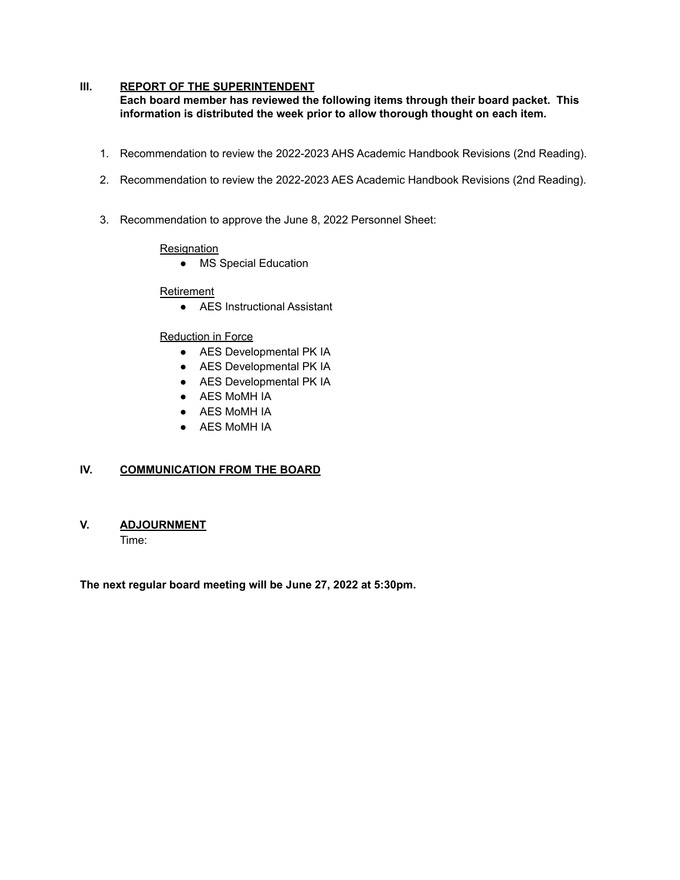## III. REPORT OF THE SUPERINTENDENT

**Each board member has reviewed the following items through their board packet. This information is distributed the week prior to allow thorough thought on each item.**

1. Recommendation to review the 2022-2023 AHS Academic Handbook Revisions (2nd Reading).
2. Recommendation to review the 2022-2023 AES Academic Handbook Revisions (2nd Reading).
3. Recommendation to approve the June 8, 2022 Personnel Sheet:

   Resignation
   - MS Special Education

   Retirement
   - AES Instructional Assistant

   Reduction in Force
   - AES Developmental PK IA
   - AES Developmental PK IA
   - AES Developmental PK IA
   - AES MoMH IA
   - AES MoMH IA
   - AES MoMH IA

## IV. COMMUNICATION FROM THE BOARD

## V. ADJOURNMENT

Time:

**The next regular board meeting will be June 27, 2022 at 5:30pm.**